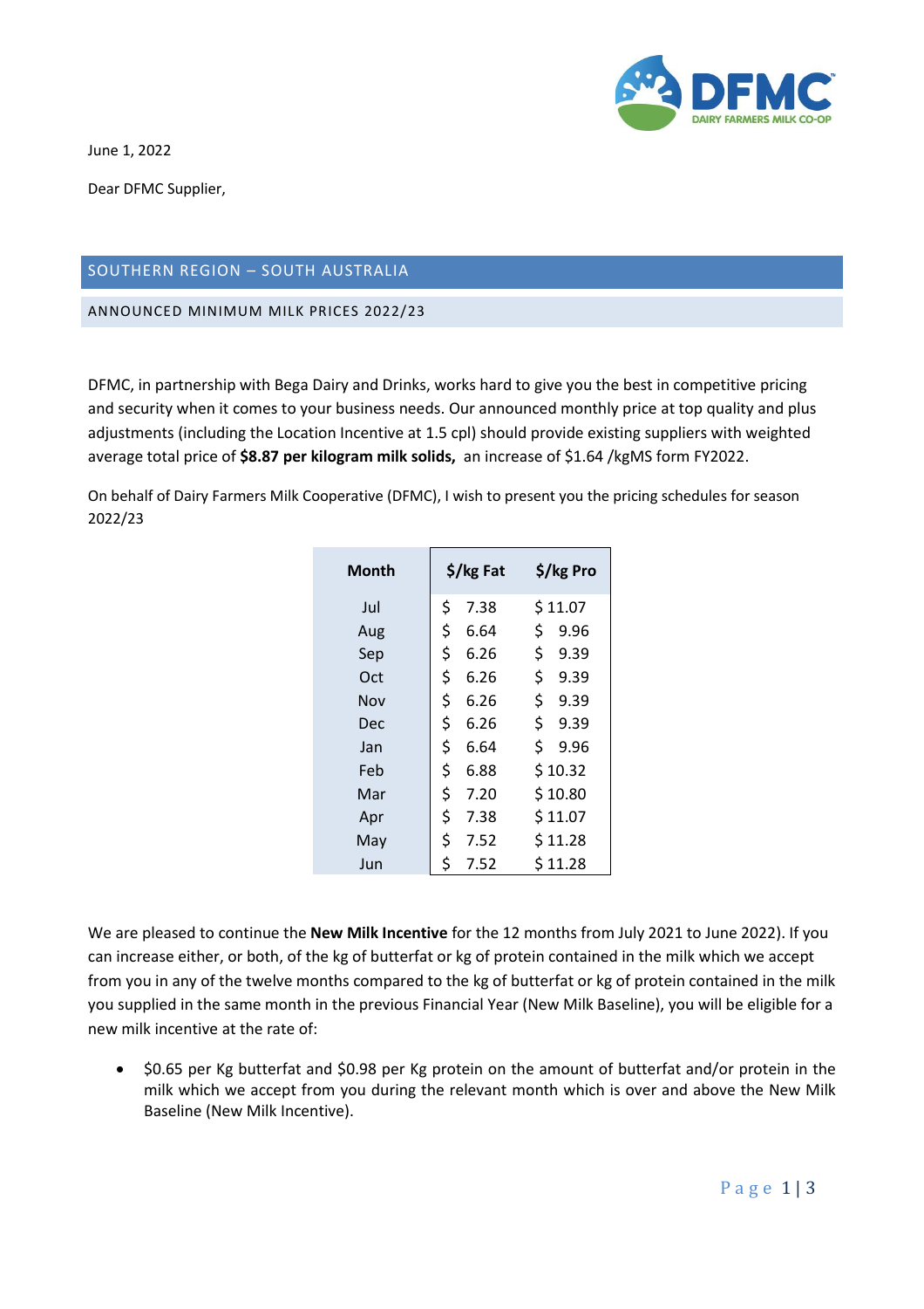June 1, 2022

Dear DFMC Supplier,

## SOUTHERN REGION – SOUTH AUSTRALIA

### ANNOUNCED MINIMUM MILK PRICES 2022/23

DFMC, in partnership with Bega Dairy and Drinks, works hard to give you the best in competitive pricing and security when it comes to your business needs. Our announced monthly price at top quality and plus adjustments (including the Location Incentive at 1.5 cpl) should provide existing suppliers with weighted average total price of **$8.87 per kilogram milk solids,** an increase of $1.64 /kgMS form FY2022.

On behalf of Dairy Farmers Milk Cooperative (DFMC), I wish to present you the pricing schedules for season 2022/23

| Month | $/kg Fat | $/kg Pro |
|---|---|---|
| Jul | $ 7.38 | $ 11.07 |
| Aug | $ 6.64 | $ 9.96 |
| Sep | $ 6.26 | $ 9.39 |
| Oct | $ 6.26 | $ 9.39 |
| Nov | $ 6.26 | $ 9.39 |
| Dec | $ 6.26 | $ 9.39 |
| Jan | $ 6.64 | $ 9.96 |
| Feb | $ 6.88 | $ 10.32 |
| Mar | $ 7.20 | $ 10.80 |
| Apr | $ 7.38 | $ 11.07 |
| May | $ 7.52 | $ 11.28 |
| Jun | $ 7.52 | $ 11.28 |

We are pleased to continue the **New Milk Incentive** for the 12 months from July 2021 to June 2022). If you can increase either, or both, of the kg of butterfat or kg of protein contained in the milk which we accept from you in any of the twelve months compared to the kg of butterfat or kg of protein contained in the milk you supplied in the same month in the previous Financial Year (New Milk Baseline), you will be eligible for a new milk incentive at the rate of:

- $0.65 per Kg butterfat and $0.98 per Kg protein on the amount of butterfat and/or protein in the milk which we accept from you during the relevant month which is over and above the New Milk Baseline (New Milk Incentive).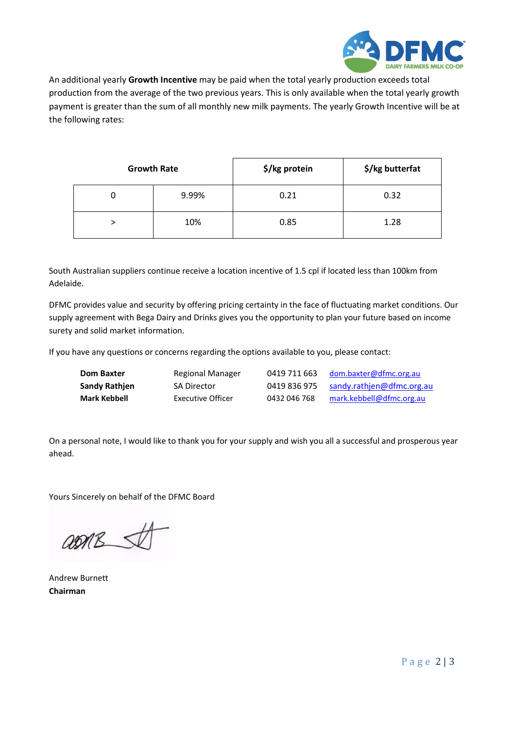An additional yearly **Growth Incentive** may be paid when the total yearly production exceeds total production from the average of the two previous years. This is only available when the total yearly growth payment is greater than the sum of all monthly new milk payments. The yearly Growth Incentive will be at the following rates:

| Growth Rate | | $/kg protein | $/kg butterfat |
|---|---|---|---|
| 0 | 9.99% | 0.21 | 0.32 |
| > | 10% | 0.85 | 1.28 |

South Australian suppliers continue receive a location incentive of 1.5 cpl if located less than 100km from Adelaide.

DFMC provides value and security by offering pricing certainty in the face of fluctuating market conditions. Our supply agreement with Bega Dairy and Drinks gives you the opportunity to plan your future based on income surety and solid market information.

If you have any questions or concerns regarding the options available to you, please contact:

| | | | |
|---|---|---|---|
| **Dom Baxter** | Regional Manager | 0419 711 663 | dom.baxter@dfmc.org.au |
| **Sandy Rathjen** | SA Director | 0419 836 975 | sandy.rathjen@dfmc.org.au |
| **Mark Kebbell** | Executive Officer | 0432 046 768 | mark.kebbell@dfmc.org.au |

On a personal note, I would like to thank you for your supply and wish you all a successful and prosperous year ahead.

Yours Sincerely on behalf of the DFMC Board

Andrew Burnett
**Chairman**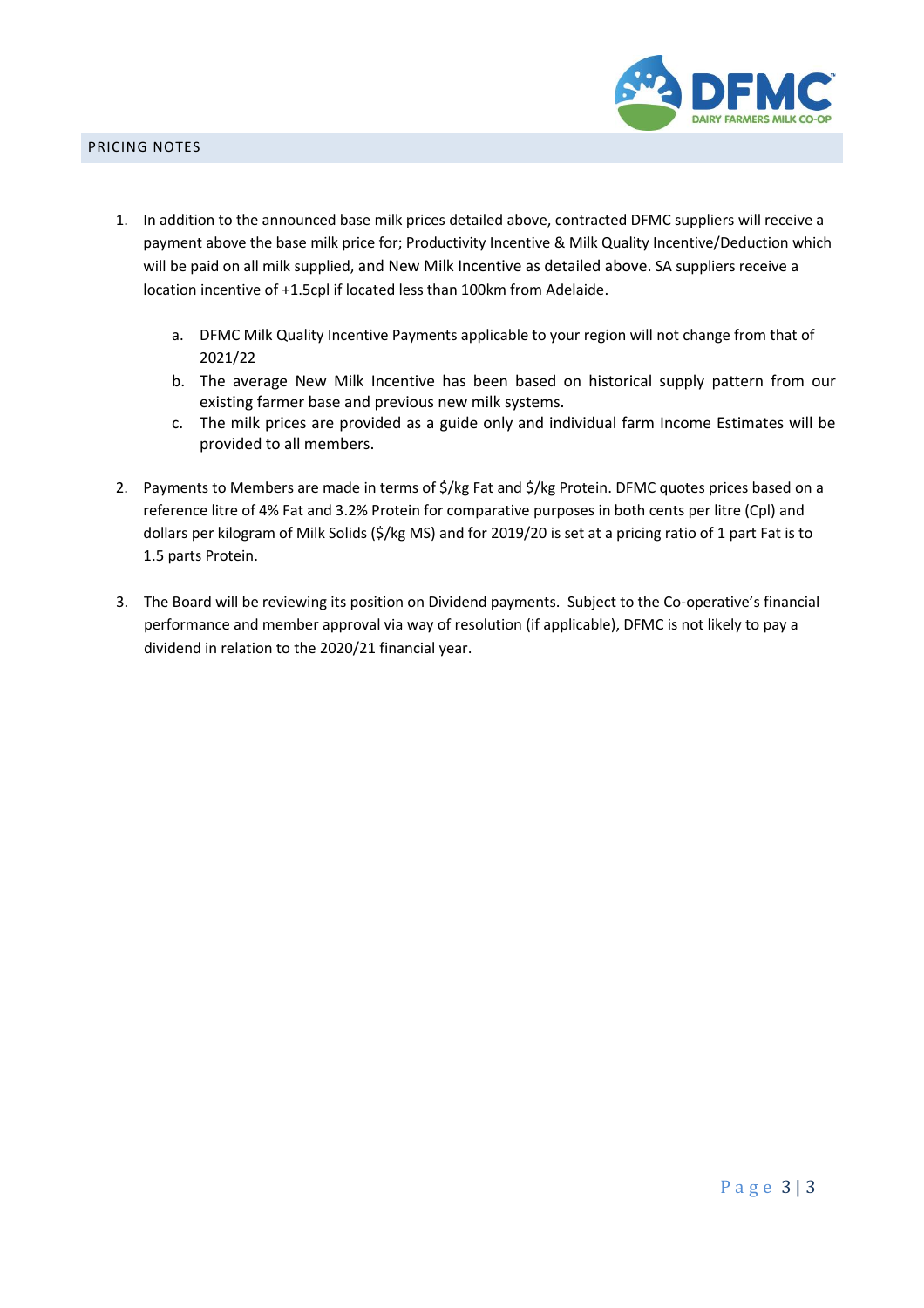## PRICING NOTES

1. In addition to the announced base milk prices detailed above, contracted DFMC suppliers will receive a payment above the base milk price for; Productivity Incentive & Milk Quality Incentive/Deduction which will be paid on all milk supplied, and New Milk Incentive as detailed above. SA suppliers receive a location incentive of +1.5cpl if located less than 100km from Adelaide.

   a. DFMC Milk Quality Incentive Payments applicable to your region will not change from that of 2021/22
   b. The average New Milk Incentive has been based on historical supply pattern from our existing farmer base and previous new milk systems.
   c. The milk prices are provided as a guide only and individual farm Income Estimates will be provided to all members.

2. Payments to Members are made in terms of $/kg Fat and $/kg Protein. DFMC quotes prices based on a reference litre of 4% Fat and 3.2% Protein for comparative purposes in both cents per litre (Cpl) and dollars per kilogram of Milk Solids ($/kg MS) and for 2019/20 is set at a pricing ratio of 1 part Fat is to 1.5 parts Protein.

3. The Board will be reviewing its position on Dividend payments. Subject to the Co-operative's financial performance and member approval via way of resolution (if applicable), DFMC is not likely to pay a dividend in relation to the 2020/21 financial year.